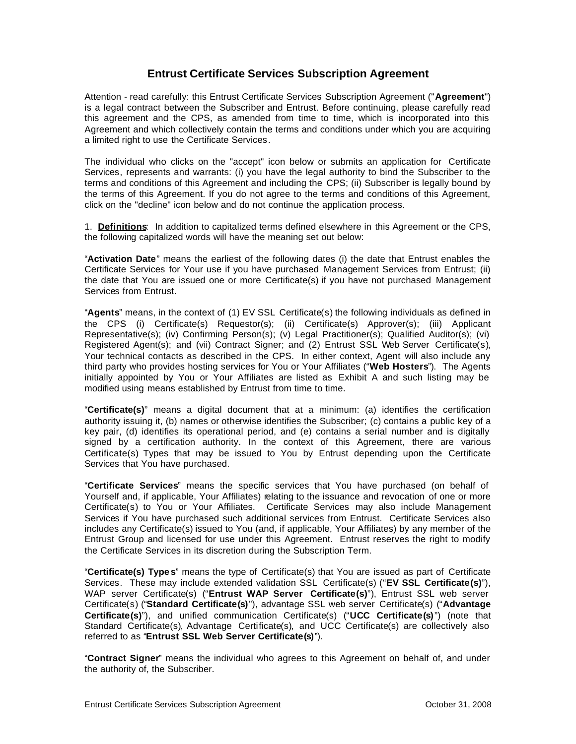# Entrust Certificate Services Subscription Agreement

Attention - read carefully: this Entrust Certificate Services Subscription Agreement ("**Agreement**") is a legal contract between the Subscriber and Entrust. Before continuing, please carefully read this agreement and the CPS, as amended from time to time, which is incorporated into this Agreement and which collectively contain the terms and conditions under which you are acquiring a limited right to use the Certificate Services.

The individual who clicks on the "accept" icon below or submits an application for Certificate Services, represents and warrants: (i) you have the legal authority to bind the Subscriber to the terms and conditions of this Agreement and including the CPS; (ii) Subscriber is legally bound by the terms of this Agreement. If you do not agree to the terms and conditions of this Agreement, click on the "decline" icon below and do not continue the application process.

1. **Definitions**: In addition to capitalized terms defined elsewhere in this Agreement or the CPS, the following capitalized words will have the meaning set out below:

"**Activation Date**" means the earliest of the following dates (i) the date that Entrust enables the Certificate Services for Your use if you have purchased Management Services from Entrust; (ii) the date that You are issued one or more Certificate(s) if you have not purchased Management Services from Entrust.

"**Agents**" means, in the context of (1) EV SSL Certificate(s) the following individuals as defined in the CPS (i) Certificate(s) Requestor(s); (ii) Certificate(s) Approver(s); (iii) Applicant Representative(s); (iv) Confirming Person(s); (v) Legal Practitioner(s); Qualified Auditor(s); (vi) Registered Agent(s); and (vii) Contract Signer; and (2) Entrust SSL Web Server Certificate(s), Your technical contacts as described in the CPS. In either context, Agent will also include any third party who provides hosting services for You or Your Affiliates ("**Web Hosters**"). The Agents initially appointed by You or Your Affiliates are listed as Exhibit A and such listing may be modified using means established by Entrust from time to time.

"**Certificate(s)**" means a digital document that at a minimum: (a) identifies the certification authority issuing it, (b) names or otherwise identifies the Subscriber; (c) contains a public key of a key pair, (d) identifies its operational period, and (e) contains a serial number and is digitally signed by a certification authority. In the context of this Agreement, there are various Certificate(s) Types that may be issued to You by Entrust depending upon the Certificate Services that You have purchased.

"**Certificate Services**" means the specific services that You have purchased (on behalf of Yourself and, if applicable, Your Affiliates) relating to the issuance and revocation of one or more Certificate(s) to You or Your Affiliates. Certificate Services may also include Management Services if You have purchased such additional services from Entrust. Certificate Services also includes any Certificate(s) issued to You (and, if applicable, Your Affiliates) by any member of the Entrust Group and licensed for use under this Agreement. Entrust reserves the right to modify the Certificate Services in its discretion during the Subscription Term.

"**Certificate(s) Types**" means the type of Certificate(s) that You are issued as part of Certificate Services. These may include extended validation SSL Certificate(s) ("**EV SSL Certificate(s)**"), WAP server Certificate(s) ("**Entrust WAP Server Certificate(s)**"), Entrust SSL web server Certificate(s) ("**Standard Certificate(s)**"), advantage SSL web server Certificate(s) ("**Advantage Certificate(s)**"), and unified communication Certificate(s) ("**UCC Certificate(s)**") (note that Standard Certificate(s), Advantage Certificate(s), and UCC Certificate(s) are collectively also referred to as "**Entrust SSL Web Server Certificate(s)**").

"**Contract Signer**" means the individual who agrees to this Agreement on behalf of, and under the authority of, the Subscriber.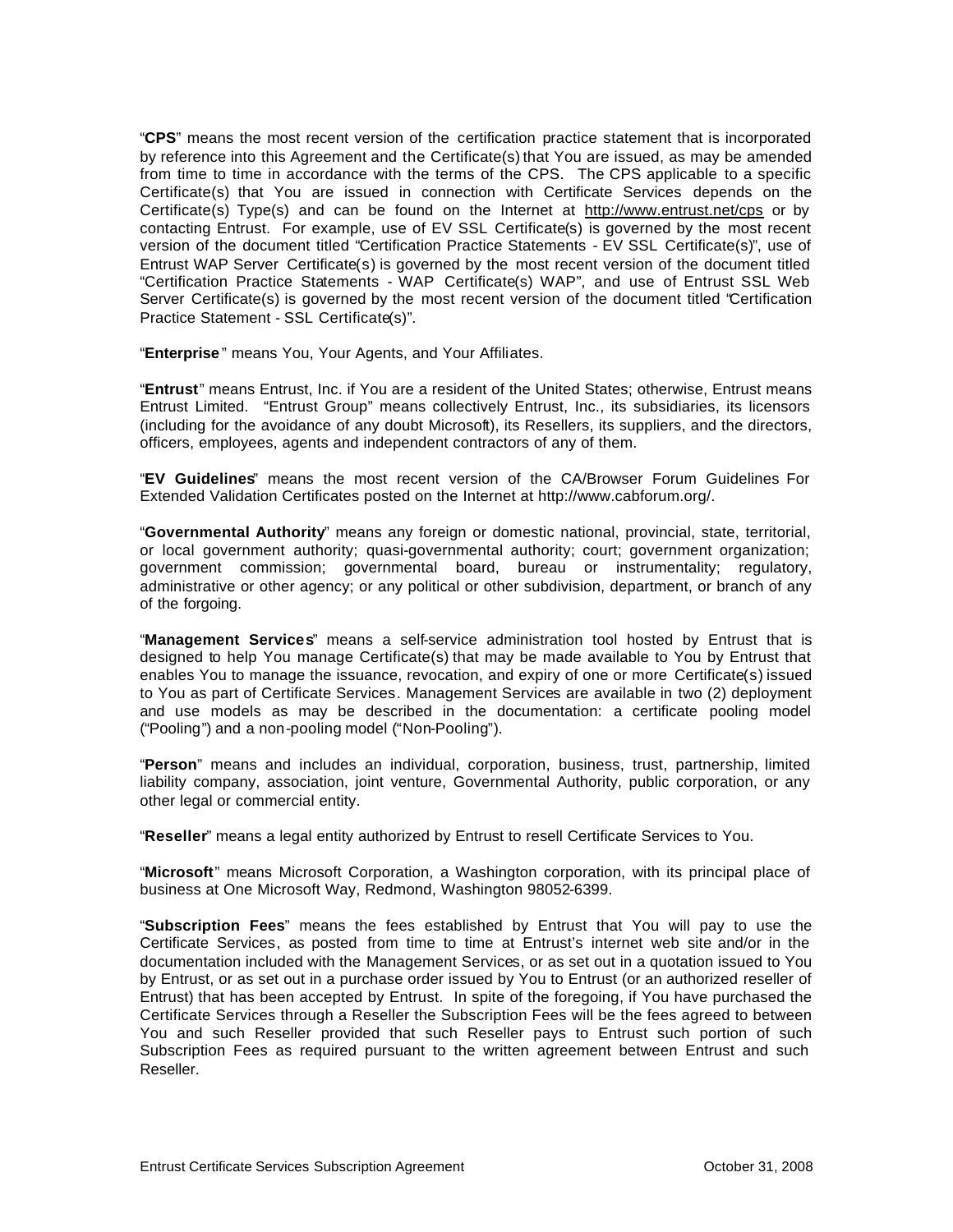"**CPS**" means the most recent version of the certification practice statement that is incorporated by reference into this Agreement and the Certificate(s) that You are issued, as may be amended from time to time in accordance with the terms of the CPS. The CPS applicable to a specific Certificate(s) that You are issued in connection with Certificate Services depends on the Certificate(s) Type(s) and can be found on the Internet at http://www.entrust.net/cps or by contacting Entrust. For example, use of EV SSL Certificate(s) is governed by the most recent version of the document titled "Certification Practice Statements - EV SSL Certificate(s)", use of Entrust WAP Server Certificate(s) is governed by the most recent version of the document titled "Certification Practice Statements - WAP Certificate(s) WAP", and use of Entrust SSL Web Server Certificate(s) is governed by the most recent version of the document titled "Certification Practice Statement - SSL Certificate(s)".

"**Enterprise**" means You, Your Agents, and Your Affiliates.

"**Entrust**" means Entrust, Inc. if You are a resident of the United States; otherwise, Entrust means Entrust Limited. "Entrust Group" means collectively Entrust, Inc., its subsidiaries, its licensors (including for the avoidance of any doubt Microsoft), its Resellers, its suppliers, and the directors, officers, employees, agents and independent contractors of any of them.

"**EV Guidelines**" means the most recent version of the CA/Browser Forum Guidelines For Extended Validation Certificates posted on the Internet at http://www.cabforum.org/.

"**Governmental Authority**" means any foreign or domestic national, provincial, state, territorial, or local government authority; quasi-governmental authority; court; government organization; government commission; governmental board, bureau or instrumentality; regulatory, administrative or other agency; or any political or other subdivision, department, or branch of any of the forgoing.

"**Management Services**" means a self-service administration tool hosted by Entrust that is designed to help You manage Certificate(s) that may be made available to You by Entrust that enables You to manage the issuance, revocation, and expiry of one or more Certificate(s) issued to You as part of Certificate Services. Management Services are available in two (2) deployment and use models as may be described in the documentation: a certificate pooling model ("Pooling") and a non-pooling model ("Non-Pooling").

"**Person**" means and includes an individual, corporation, business, trust, partnership, limited liability company, association, joint venture, Governmental Authority, public corporation, or any other legal or commercial entity.

"**Reseller**" means a legal entity authorized by Entrust to resell Certificate Services to You.

"**Microsoft**" means Microsoft Corporation, a Washington corporation, with its principal place of business at One Microsoft Way, Redmond, Washington 98052-6399.

"**Subscription Fees**" means the fees established by Entrust that You will pay to use the Certificate Services, as posted from time to time at Entrust's internet web site and/or in the documentation included with the Management Services, or as set out in a quotation issued to You by Entrust, or as set out in a purchase order issued by You to Entrust (or an authorized reseller of Entrust) that has been accepted by Entrust. In spite of the foregoing, if You have purchased the Certificate Services through a Reseller the Subscription Fees will be the fees agreed to between You and such Reseller provided that such Reseller pays to Entrust such portion of such Subscription Fees as required pursuant to the written agreement between Entrust and such Reseller.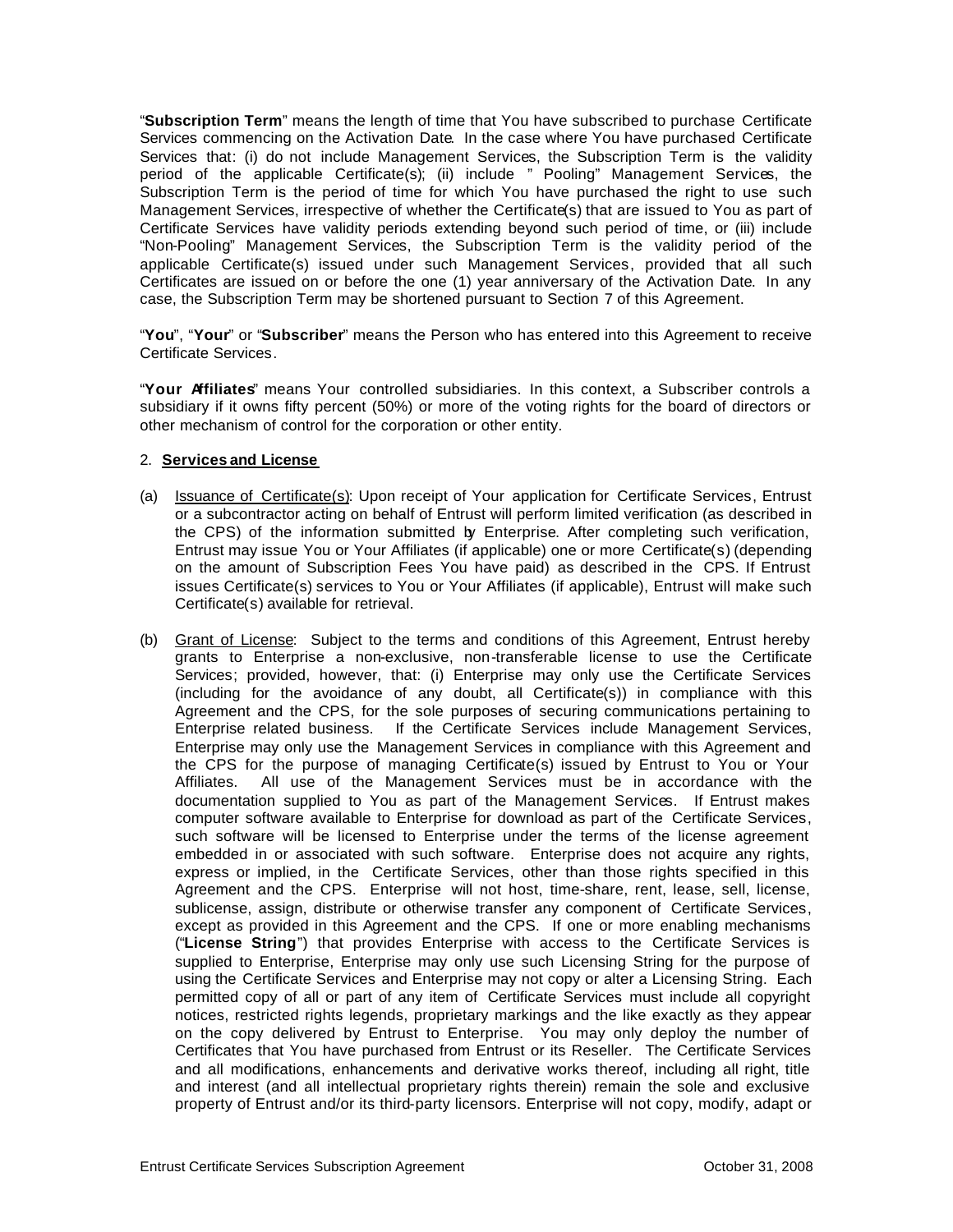"**Subscription Term**" means the length of time that You have subscribed to purchase Certificate Services commencing on the Activation Date. In the case where You have purchased Certificate Services that: (i) do not include Management Services, the Subscription Term is the validity period of the applicable Certificate(s); (ii) include " Pooling" Management Services, the Subscription Term is the period of time for which You have purchased the right to use such Management Services, irrespective of whether the Certificate(s) that are issued to You as part of Certificate Services have validity periods extending beyond such period of time, or (iii) include "Non-Pooling" Management Services, the Subscription Term is the validity period of the applicable Certificate(s) issued under such Management Services, provided that all such Certificates are issued on or before the one (1) year anniversary of the Activation Date. In any case, the Subscription Term may be shortened pursuant to Section 7 of this Agreement.

"**You**", "**Your**" or "**Subscriber**" means the Person who has entered into this Agreement to receive Certificate Services.

"**Your Affiliates**" means Your controlled subsidiaries. In this context, a Subscriber controls a subsidiary if it owns fifty percent (50%) or more of the voting rights for the board of directors or other mechanism of control for the corporation or other entity.

2. **Services and License**

(a) Issuance of Certificate(s): Upon receipt of Your application for Certificate Services, Entrust or a subcontractor acting on behalf of Entrust will perform limited verification (as described in the CPS) of the information submitted by Enterprise. After completing such verification, Entrust may issue You or Your Affiliates (if applicable) one or more Certificate(s) (depending on the amount of Subscription Fees You have paid) as described in the CPS. If Entrust issues Certificate(s) services to You or Your Affiliates (if applicable), Entrust will make such Certificate(s) available for retrieval.

(b) Grant of License: Subject to the terms and conditions of this Agreement, Entrust hereby grants to Enterprise a non-exclusive, non-transferable license to use the Certificate Services; provided, however, that: (i) Enterprise may only use the Certificate Services (including for the avoidance of any doubt, all Certificate(s)) in compliance with this Agreement and the CPS, for the sole purposes of securing communications pertaining to Enterprise related business. If the Certificate Services include Management Services, Enterprise may only use the Management Services in compliance with this Agreement and the CPS for the purpose of managing Certificate(s) issued by Entrust to You or Your Affiliates. All use of the Management Services must be in accordance with the documentation supplied to You as part of the Management Services. If Entrust makes computer software available to Enterprise for download as part of the Certificate Services, such software will be licensed to Enterprise under the terms of the license agreement embedded in or associated with such software. Enterprise does not acquire any rights, express or implied, in the Certificate Services, other than those rights specified in this Agreement and the CPS. Enterprise will not host, time-share, rent, lease, sell, license, sublicense, assign, distribute or otherwise transfer any component of Certificate Services, except as provided in this Agreement and the CPS. If one or more enabling mechanisms ("**License String**") that provides Enterprise with access to the Certificate Services is supplied to Enterprise, Enterprise may only use such Licensing String for the purpose of using the Certificate Services and Enterprise may not copy or alter a Licensing String. Each permitted copy of all or part of any item of Certificate Services must include all copyright notices, restricted rights legends, proprietary markings and the like exactly as they appear on the copy delivered by Entrust to Enterprise. You may only deploy the number of Certificates that You have purchased from Entrust or its Reseller. The Certificate Services and all modifications, enhancements and derivative works thereof, including all right, title and interest (and all intellectual proprietary rights therein) remain the sole and exclusive property of Entrust and/or its third-party licensors. Enterprise will not copy, modify, adapt or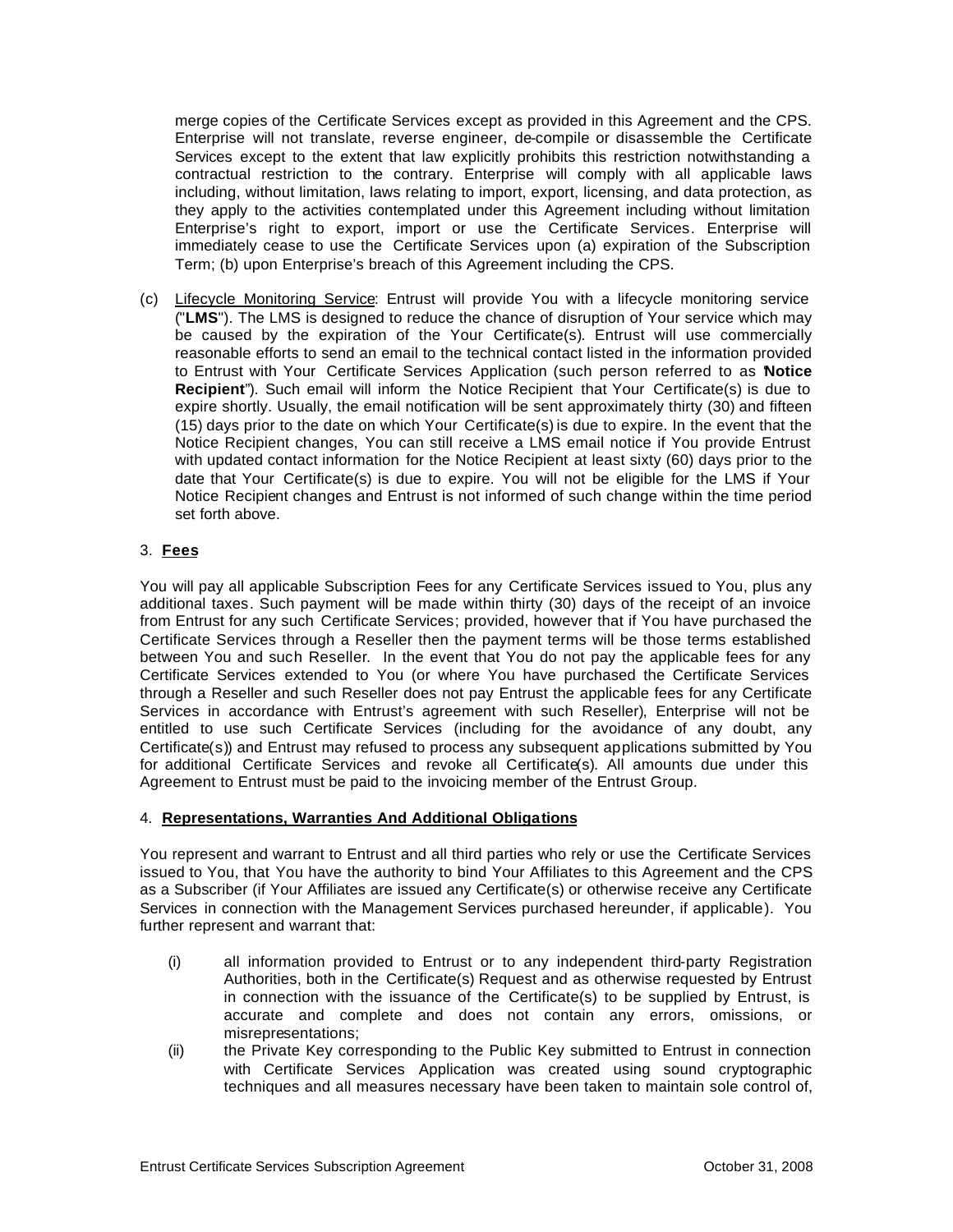merge copies of the Certificate Services except as provided in this Agreement and the CPS. Enterprise will not translate, reverse engineer, de-compile or disassemble the Certificate Services except to the extent that law explicitly prohibits this restriction notwithstanding a contractual restriction to the contrary. Enterprise will comply with all applicable laws including, without limitation, laws relating to import, export, licensing, and data protection, as they apply to the activities contemplated under this Agreement including without limitation Enterprise's right to export, import or use the Certificate Services. Enterprise will immediately cease to use the Certificate Services upon (a) expiration of the Subscription Term; (b) upon Enterprise's breach of this Agreement including the CPS.

(c) Lifecycle Monitoring Service: Entrust will provide You with a lifecycle monitoring service ("**LMS**"). The LMS is designed to reduce the chance of disruption of Your service which may be caused by the expiration of the Your Certificate(s). Entrust will use commercially reasonable efforts to send an email to the technical contact listed in the information provided to Entrust with Your Certificate Services Application (such person referred to as "**Notice Recipient**"). Such email will inform the Notice Recipient that Your Certificate(s) is due to expire shortly. Usually, the email notification will be sent approximately thirty (30) and fifteen (15) days prior to the date on which Your Certificate(s) is due to expire. In the event that the Notice Recipient changes, You can still receive a LMS email notice if You provide Entrust with updated contact information for the Notice Recipient at least sixty (60) days prior to the date that Your Certificate(s) is due to expire. You will not be eligible for the LMS if Your Notice Recipient changes and Entrust is not informed of such change within the time period set forth above.

## 3. **Fees**

You will pay all applicable Subscription Fees for any Certificate Services issued to You, plus any additional taxes. Such payment will be made within thirty (30) days of the receipt of an invoice from Entrust for any such Certificate Services; provided, however that if You have purchased the Certificate Services through a Reseller then the payment terms will be those terms established between You and such Reseller. In the event that You do not pay the applicable fees for any Certificate Services extended to You (or where You have purchased the Certificate Services through a Reseller and such Reseller does not pay Entrust the applicable fees for any Certificate Services in accordance with Entrust's agreement with such Reseller), Enterprise will not be entitled to use such Certificate Services (including for the avoidance of any doubt, any Certificate(s)) and Entrust may refused to process any subsequent applications submitted by You for additional Certificate Services and revoke all Certificate(s). All amounts due under this Agreement to Entrust must be paid to the invoicing member of the Entrust Group.

## 4. **Representations, Warranties And Additional Obligations**

You represent and warrant to Entrust and all third parties who rely or use the Certificate Services issued to You, that You have the authority to bind Your Affiliates to this Agreement and the CPS as a Subscriber (if Your Affiliates are issued any Certificate(s) or otherwise receive any Certificate Services in connection with the Management Services purchased hereunder, if applicable). You further represent and warrant that:

(i) all information provided to Entrust or to any independent third-party Registration Authorities, both in the Certificate(s) Request and as otherwise requested by Entrust in connection with the issuance of the Certificate(s) to be supplied by Entrust, is accurate and complete and does not contain any errors, omissions, or misrepresentations;

(ii) the Private Key corresponding to the Public Key submitted to Entrust in connection with Certificate Services Application was created using sound cryptographic techniques and all measures necessary have been taken to maintain sole control of,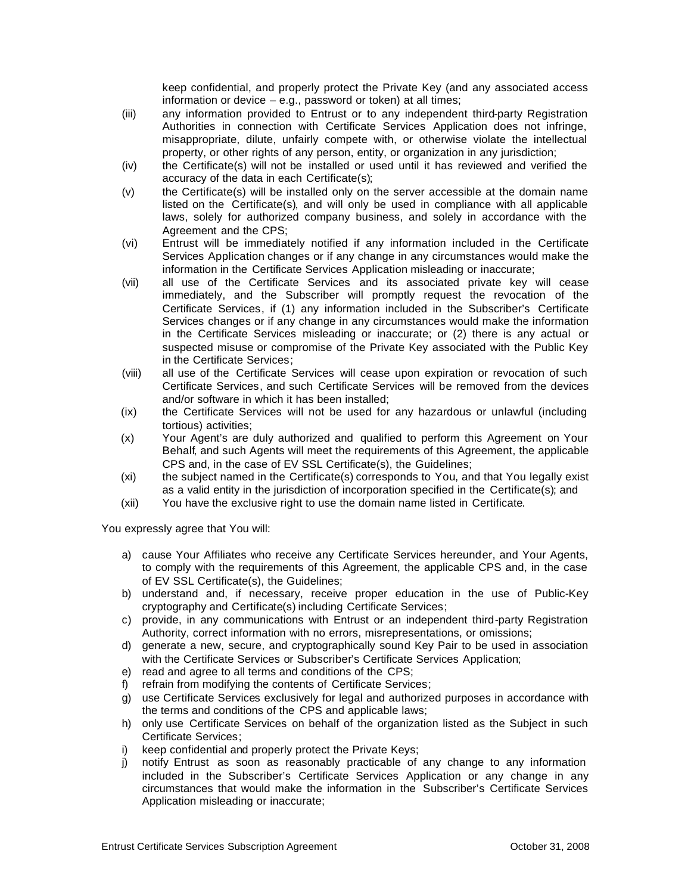keep confidential, and properly protect the Private Key (and any associated access information or device – e.g., password or token) at all times;

(iii) any information provided to Entrust or to any independent third-party Registration Authorities in connection with Certificate Services Application does not infringe, misappropriate, dilute, unfairly compete with, or otherwise violate the intellectual property, or other rights of any person, entity, or organization in any jurisdiction;

(iv) the Certificate(s) will not be installed or used until it has reviewed and verified the accuracy of the data in each Certificate(s);

(v) the Certificate(s) will be installed only on the server accessible at the domain name listed on the Certificate(s), and will only be used in compliance with all applicable laws, solely for authorized company business, and solely in accordance with the Agreement and the CPS;

(vi) Entrust will be immediately notified if any information included in the Certificate Services Application changes or if any change in any circumstances would make the information in the Certificate Services Application misleading or inaccurate;

(vii) all use of the Certificate Services and its associated private key will cease immediately, and the Subscriber will promptly request the revocation of the Certificate Services, if (1) any information included in the Subscriber's Certificate Services changes or if any change in any circumstances would make the information in the Certificate Services misleading or inaccurate; or (2) there is any actual or suspected misuse or compromise of the Private Key associated with the Public Key in the Certificate Services;

(viii) all use of the Certificate Services will cease upon expiration or revocation of such Certificate Services, and such Certificate Services will be removed from the devices and/or software in which it has been installed;

(ix) the Certificate Services will not be used for any hazardous or unlawful (including tortious) activities;

(x) Your Agent's are duly authorized and qualified to perform this Agreement on Your Behalf, and such Agents will meet the requirements of this Agreement, the applicable CPS and, in the case of EV SSL Certificate(s), the Guidelines;

(xi) the subject named in the Certificate(s) corresponds to You, and that You legally exist as a valid entity in the jurisdiction of incorporation specified in the Certificate(s); and

(xii) You have the exclusive right to use the domain name listed in Certificate.

You expressly agree that You will:

a) cause Your Affiliates who receive any Certificate Services hereunder, and Your Agents, to comply with the requirements of this Agreement, the applicable CPS and, in the case of EV SSL Certificate(s), the Guidelines;
b) understand and, if necessary, receive proper education in the use of Public-Key cryptography and Certificate(s) including Certificate Services;
c) provide, in any communications with Entrust or an independent third-party Registration Authority, correct information with no errors, misrepresentations, or omissions;
d) generate a new, secure, and cryptographically sound Key Pair to be used in association with the Certificate Services or Subscriber's Certificate Services Application;
e) read and agree to all terms and conditions of the CPS;
f) refrain from modifying the contents of Certificate Services;
g) use Certificate Services exclusively for legal and authorized purposes in accordance with the terms and conditions of the CPS and applicable laws;
h) only use Certificate Services on behalf of the organization listed as the Subject in such Certificate Services;
i) keep confidential and properly protect the Private Keys;
j) notify Entrust as soon as reasonably practicable of any change to any information included in the Subscriber's Certificate Services Application or any change in any circumstances that would make the information in the Subscriber's Certificate Services Application misleading or inaccurate;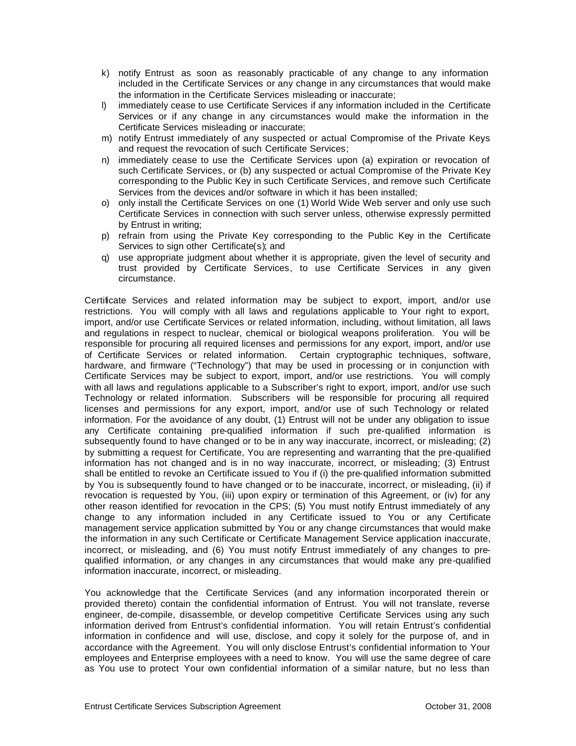k) notify Entrust as soon as reasonably practicable of any change to any information included in the Certificate Services or any change in any circumstances that would make the information in the Certificate Services misleading or inaccurate;
l) immediately cease to use Certificate Services if any information included in the Certificate Services or if any change in any circumstances would make the information in the Certificate Services misleading or inaccurate;
m) notify Entrust immediately of any suspected or actual Compromise of the Private Keys and request the revocation of such Certificate Services;
n) immediately cease to use the Certificate Services upon (a) expiration or revocation of such Certificate Services, or (b) any suspected or actual Compromise of the Private Key corresponding to the Public Key in such Certificate Services, and remove such Certificate Services from the devices and/or software in which it has been installed;
o) only install the Certificate Services on one (1) World Wide Web server and only use such Certificate Services in connection with such server unless, otherwise expressly permitted by Entrust in writing;
p) refrain from using the Private Key corresponding to the Public Key in the Certificate Services to sign other Certificate(s); and
q) use appropriate judgment about whether it is appropriate, given the level of security and trust provided by Certificate Services, to use Certificate Services in any given circumstance.

Certificate Services and related information may be subject to export, import, and/or use restrictions. You will comply with all laws and regulations applicable to Your right to export, import, and/or use Certificate Services or related information, including, without limitation, all laws and regulations in respect to nuclear, chemical or biological weapons proliferation. You will be responsible for procuring all required licenses and permissions for any export, import, and/or use of Certificate Services or related information. Certain cryptographic techniques, software, hardware, and firmware ("Technology") that may be used in processing or in conjunction with Certificate Services may be subject to export, import, and/or use restrictions. You will comply with all laws and regulations applicable to a Subscriber's right to export, import, and/or use such Technology or related information. Subscribers will be responsible for procuring all required licenses and permissions for any export, import, and/or use of such Technology or related information. For the avoidance of any doubt, (1) Entrust will not be under any obligation to issue any Certificate containing pre-qualified information if such pre-qualified information is subsequently found to have changed or to be in any way inaccurate, incorrect, or misleading; (2) by submitting a request for Certificate, You are representing and warranting that the pre-qualified information has not changed and is in no way inaccurate, incorrect, or misleading; (3) Entrust shall be entitled to revoke an Certificate issued to You if (i) the pre-qualified information submitted by You is subsequently found to have changed or to be inaccurate, incorrect, or misleading, (ii) if revocation is requested by You, (iii) upon expiry or termination of this Agreement, or (iv) for any other reason identified for revocation in the CPS; (5) You must notify Entrust immediately of any change to any information included in any Certificate issued to You or any Certificate management service application submitted by You or any change circumstances that would make the information in any such Certificate or Certificate Management Service application inaccurate, incorrect, or misleading, and (6) You must notify Entrust immediately of any changes to pre-qualified information, or any changes in any circumstances that would make any pre-qualified information inaccurate, incorrect, or misleading.

You acknowledge that the Certificate Services (and any information incorporated therein or provided thereto) contain the confidential information of Entrust. You will not translate, reverse engineer, de-compile, disassemble, or develop competitive Certificate Services using any such information derived from Entrust's confidential information. You will retain Entrust's confidential information in confidence and will use, disclose, and copy it solely for the purpose of, and in accordance with the Agreement. You will only disclose Entrust's confidential information to Your employees and Enterprise employees with a need to know. You will use the same degree of care as You use to protect Your own confidential information of a similar nature, but no less than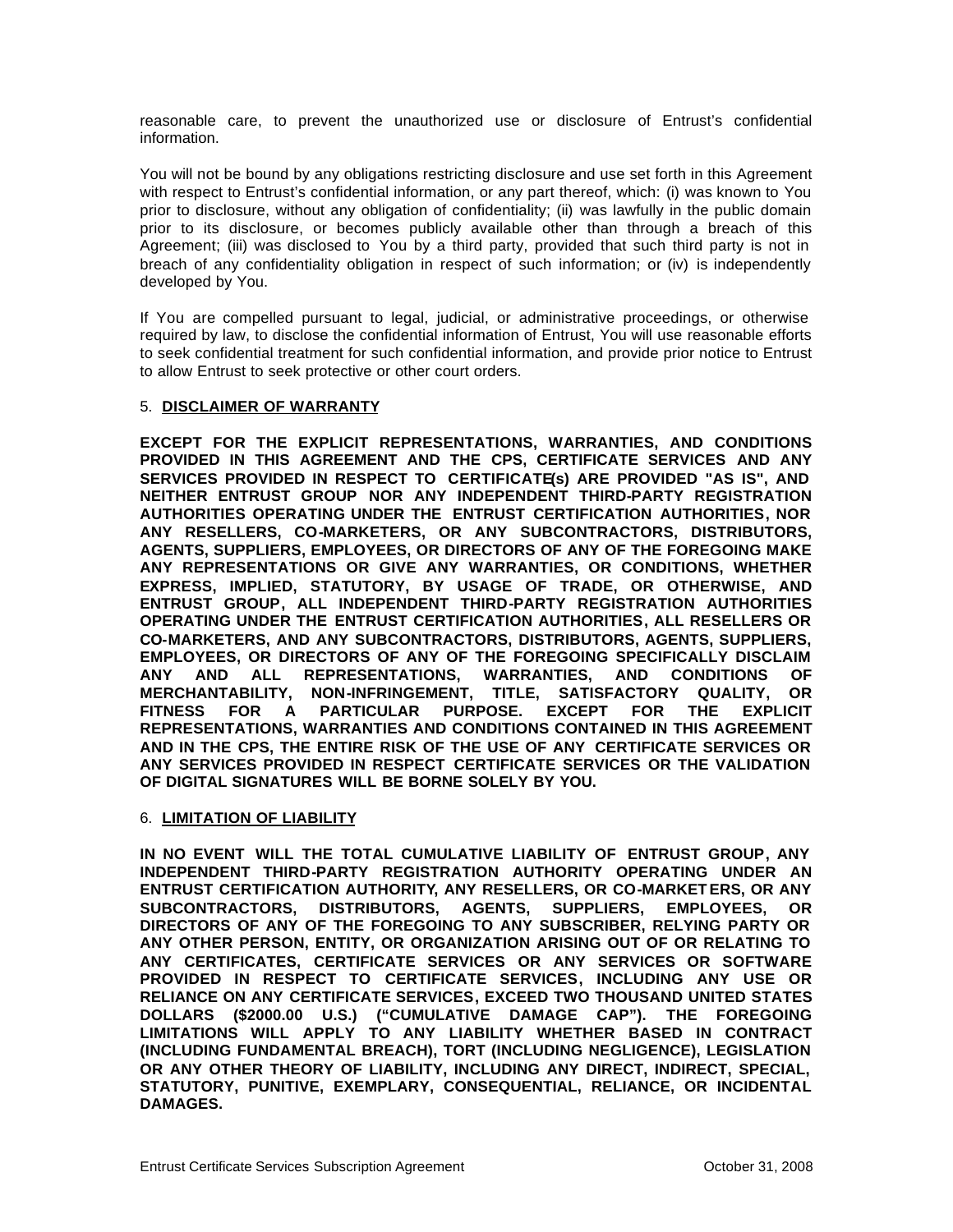reasonable care, to prevent the unauthorized use or disclosure of Entrust's confidential information.

You will not be bound by any obligations restricting disclosure and use set forth in this Agreement with respect to Entrust's confidential information, or any part thereof, which: (i) was known to You prior to disclosure, without any obligation of confidentiality; (ii) was lawfully in the public domain prior to its disclosure, or becomes publicly available other than through a breach of this Agreement; (iii) was disclosed to You by a third party, provided that such third party is not in breach of any confidentiality obligation in respect of such information; or (iv) is independently developed by You.

If You are compelled pursuant to legal, judicial, or administrative proceedings, or otherwise required by law, to disclose the confidential information of Entrust, You will use reasonable efforts to seek confidential treatment for such confidential information, and provide prior notice to Entrust to allow Entrust to seek protective or other court orders.

5. **DISCLAIMER OF WARRANTY**

**EXCEPT FOR THE EXPLICIT REPRESENTATIONS, WARRANTIES, AND CONDITIONS PROVIDED IN THIS AGREEMENT AND THE CPS, CERTIFICATE SERVICES AND ANY SERVICES PROVIDED IN RESPECT TO CERTIFICATE(s) ARE PROVIDED "AS IS", AND NEITHER ENTRUST GROUP NOR ANY INDEPENDENT THIRD-PARTY REGISTRATION AUTHORITIES OPERATING UNDER THE ENTRUST CERTIFICATION AUTHORITIES, NOR ANY RESELLERS, CO-MARKETERS, OR ANY SUBCONTRACTORS, DISTRIBUTORS, AGENTS, SUPPLIERS, EMPLOYEES, OR DIRECTORS OF ANY OF THE FOREGOING MAKE ANY REPRESENTATIONS OR GIVE ANY WARRANTIES, OR CONDITIONS, WHETHER EXPRESS, IMPLIED, STATUTORY, BY USAGE OF TRADE, OR OTHERWISE, AND ENTRUST GROUP, ALL INDEPENDENT THIRD-PARTY REGISTRATION AUTHORITIES OPERATING UNDER THE ENTRUST CERTIFICATION AUTHORITIES, ALL RESELLERS OR CO-MARKETERS, AND ANY SUBCONTRACTORS, DISTRIBUTORS, AGENTS, SUPPLIERS, EMPLOYEES, OR DIRECTORS OF ANY OF THE FOREGOING SPECIFICALLY DISCLAIM ANY AND ALL REPRESENTATIONS, WARRANTIES, AND CONDITIONS OF MERCHANTABILITY, NON-INFRINGEMENT, TITLE, SATISFACTORY QUALITY, OR FITNESS FOR A PARTICULAR PURPOSE. EXCEPT FOR THE EXPLICIT REPRESENTATIONS, WARRANTIES AND CONDITIONS CONTAINED IN THIS AGREEMENT AND IN THE CPS, THE ENTIRE RISK OF THE USE OF ANY CERTIFICATE SERVICES OR ANY SERVICES PROVIDED IN RESPECT CERTIFICATE SERVICES OR THE VALIDATION OF DIGITAL SIGNATURES WILL BE BORNE SOLELY BY YOU.**

6. **LIMITATION OF LIABILITY**

**IN NO EVENT WILL THE TOTAL CUMULATIVE LIABILITY OF ENTRUST GROUP, ANY INDEPENDENT THIRD-PARTY REGISTRATION AUTHORITY OPERATING UNDER AN ENTRUST CERTIFICATION AUTHORITY, ANY RESELLERS, OR CO-MARKETERS, OR ANY SUBCONTRACTORS, DISTRIBUTORS, AGENTS, SUPPLIERS, EMPLOYEES, OR DIRECTORS OF ANY OF THE FOREGOING TO ANY SUBSCRIBER, RELYING PARTY OR ANY OTHER PERSON, ENTITY, OR ORGANIZATION ARISING OUT OF OR RELATING TO ANY CERTIFICATES, CERTIFICATE SERVICES OR ANY SERVICES OR SOFTWARE PROVIDED IN RESPECT TO CERTIFICATE SERVICES, INCLUDING ANY USE OR RELIANCE ON ANY CERTIFICATE SERVICES, EXCEED TWO THOUSAND UNITED STATES DOLLARS ($2000.00 U.S.) ("CUMULATIVE DAMAGE CAP"). THE FOREGOING LIMITATIONS WILL APPLY TO ANY LIABILITY WHETHER BASED IN CONTRACT (INCLUDING FUNDAMENTAL BREACH), TORT (INCLUDING NEGLIGENCE), LEGISLATION OR ANY OTHER THEORY OF LIABILITY, INCLUDING ANY DIRECT, INDIRECT, SPECIAL, STATUTORY, PUNITIVE, EXEMPLARY, CONSEQUENTIAL, RELIANCE, OR INCIDENTAL DAMAGES.**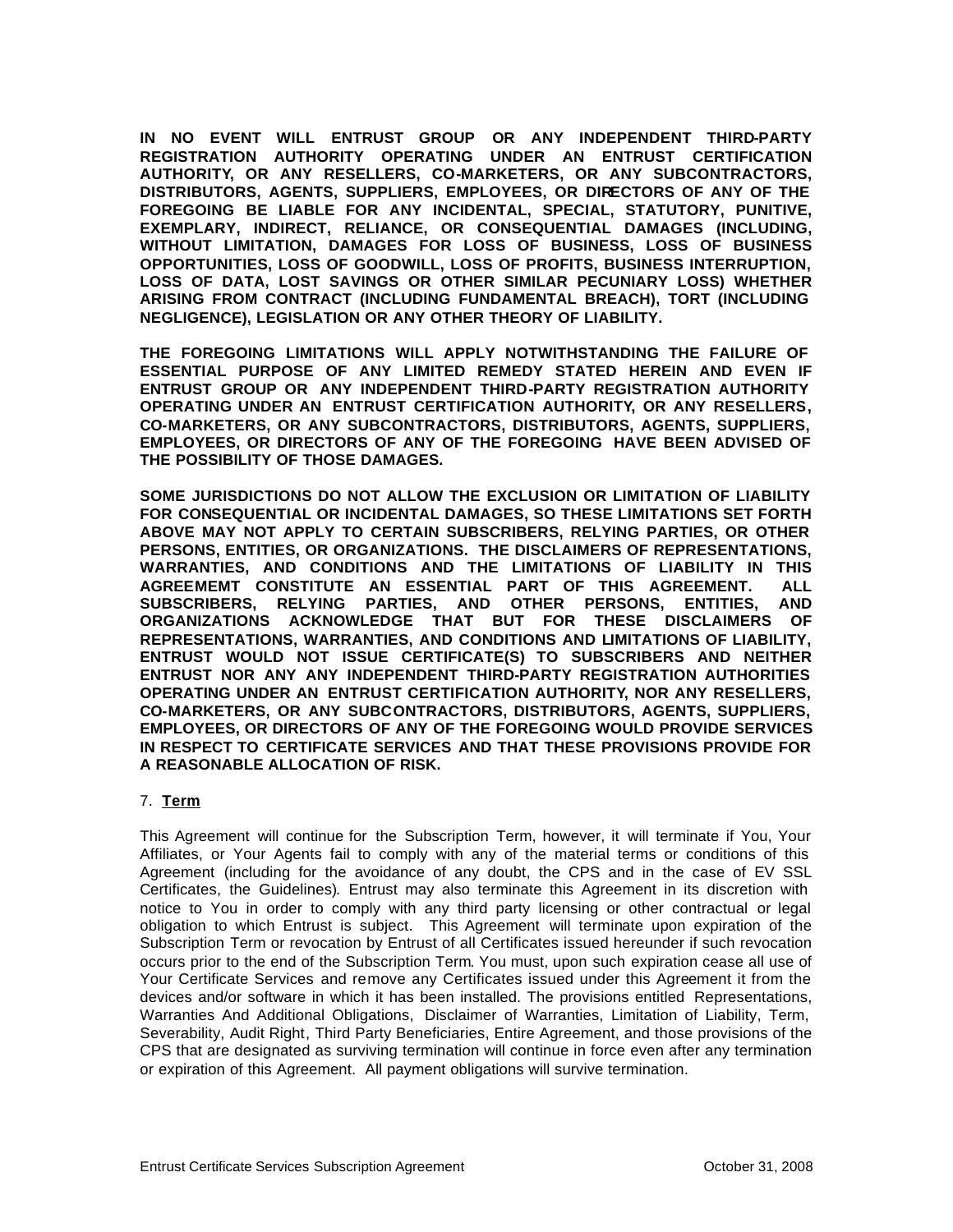**IN NO EVENT WILL ENTRUST GROUP OR ANY INDEPENDENT THIRD-PARTY REGISTRATION AUTHORITY OPERATING UNDER AN ENTRUST CERTIFICATION AUTHORITY, OR ANY RESELLERS, CO-MARKETERS, OR ANY SUBCONTRACTORS, DISTRIBUTORS, AGENTS, SUPPLIERS, EMPLOYEES, OR DIRECTORS OF ANY OF THE FOREGOING BE LIABLE FOR ANY INCIDENTAL, SPECIAL, STATUTORY, PUNITIVE, EXEMPLARY, INDIRECT, RELIANCE, OR CONSEQUENTIAL DAMAGES (INCLUDING, WITHOUT LIMITATION, DAMAGES FOR LOSS OF BUSINESS, LOSS OF BUSINESS OPPORTUNITIES, LOSS OF GOODWILL, LOSS OF PROFITS, BUSINESS INTERRUPTION, LOSS OF DATA, LOST SAVINGS OR OTHER SIMILAR PECUNIARY LOSS) WHETHER ARISING FROM CONTRACT (INCLUDING FUNDAMENTAL BREACH), TORT (INCLUDING NEGLIGENCE), LEGISLATION OR ANY OTHER THEORY OF LIABILITY.**

**THE FOREGOING LIMITATIONS WILL APPLY NOTWITHSTANDING THE FAILURE OF ESSENTIAL PURPOSE OF ANY LIMITED REMEDY STATED HEREIN AND EVEN IF ENTRUST GROUP OR ANY INDEPENDENT THIRD-PARTY REGISTRATION AUTHORITY OPERATING UNDER AN ENTRUST CERTIFICATION AUTHORITY, OR ANY RESELLERS, CO-MARKETERS, OR ANY SUBCONTRACTORS, DISTRIBUTORS, AGENTS, SUPPLIERS, EMPLOYEES, OR DIRECTORS OF ANY OF THE FOREGOING HAVE BEEN ADVISED OF THE POSSIBILITY OF THOSE DAMAGES.**

**SOME JURISDICTIONS DO NOT ALLOW THE EXCLUSION OR LIMITATION OF LIABILITY FOR CONSEQUENTIAL OR INCIDENTAL DAMAGES, SO THESE LIMITATIONS SET FORTH ABOVE MAY NOT APPLY TO CERTAIN SUBSCRIBERS, RELYING PARTIES, OR OTHER PERSONS, ENTITIES, OR ORGANIZATIONS. THE DISCLAIMERS OF REPRESENTATIONS, WARRANTIES, AND CONDITIONS AND THE LIMITATIONS OF LIABILITY IN THIS AGREEMEMT CONSTITUTE AN ESSENTIAL PART OF THIS AGREEMENT. ALL SUBSCRIBERS, RELYING PARTIES, AND OTHER PERSONS, ENTITIES, AND ORGANIZATIONS ACKNOWLEDGE THAT BUT FOR THESE DISCLAIMERS OF REPRESENTATIONS, WARRANTIES, AND CONDITIONS AND LIMITATIONS OF LIABILITY, ENTRUST WOULD NOT ISSUE CERTIFICATE(S) TO SUBSCRIBERS AND NEITHER ENTRUST NOR ANY ANY INDEPENDENT THIRD-PARTY REGISTRATION AUTHORITIES OPERATING UNDER AN ENTRUST CERTIFICATION AUTHORITY, NOR ANY RESELLERS, CO-MARKETERS, OR ANY SUBCONTRACTORS, DISTRIBUTORS, AGENTS, SUPPLIERS, EMPLOYEES, OR DIRECTORS OF ANY OF THE FOREGOING WOULD PROVIDE SERVICES IN RESPECT TO CERTIFICATE SERVICES AND THAT THESE PROVISIONS PROVIDE FOR A REASONABLE ALLOCATION OF RISK.**

7. **Term**

This Agreement will continue for the Subscription Term, however, it will terminate if You, Your Affiliates, or Your Agents fail to comply with any of the material terms or conditions of this Agreement (including for the avoidance of any doubt, the CPS and in the case of EV SSL Certificates, the Guidelines). Entrust may also terminate this Agreement in its discretion with notice to You in order to comply with any third party licensing or other contractual or legal obligation to which Entrust is subject. This Agreement will terminate upon expiration of the Subscription Term or revocation by Entrust of all Certificates issued hereunder if such revocation occurs prior to the end of the Subscription Term. You must, upon such expiration cease all use of Your Certificate Services and remove any Certificates issued under this Agreement it from the devices and/or software in which it has been installed. The provisions entitled Representations, Warranties And Additional Obligations, Disclaimer of Warranties, Limitation of Liability, Term, Severability, Audit Right, Third Party Beneficiaries, Entire Agreement, and those provisions of the CPS that are designated as surviving termination will continue in force even after any termination or expiration of this Agreement. All payment obligations will survive termination.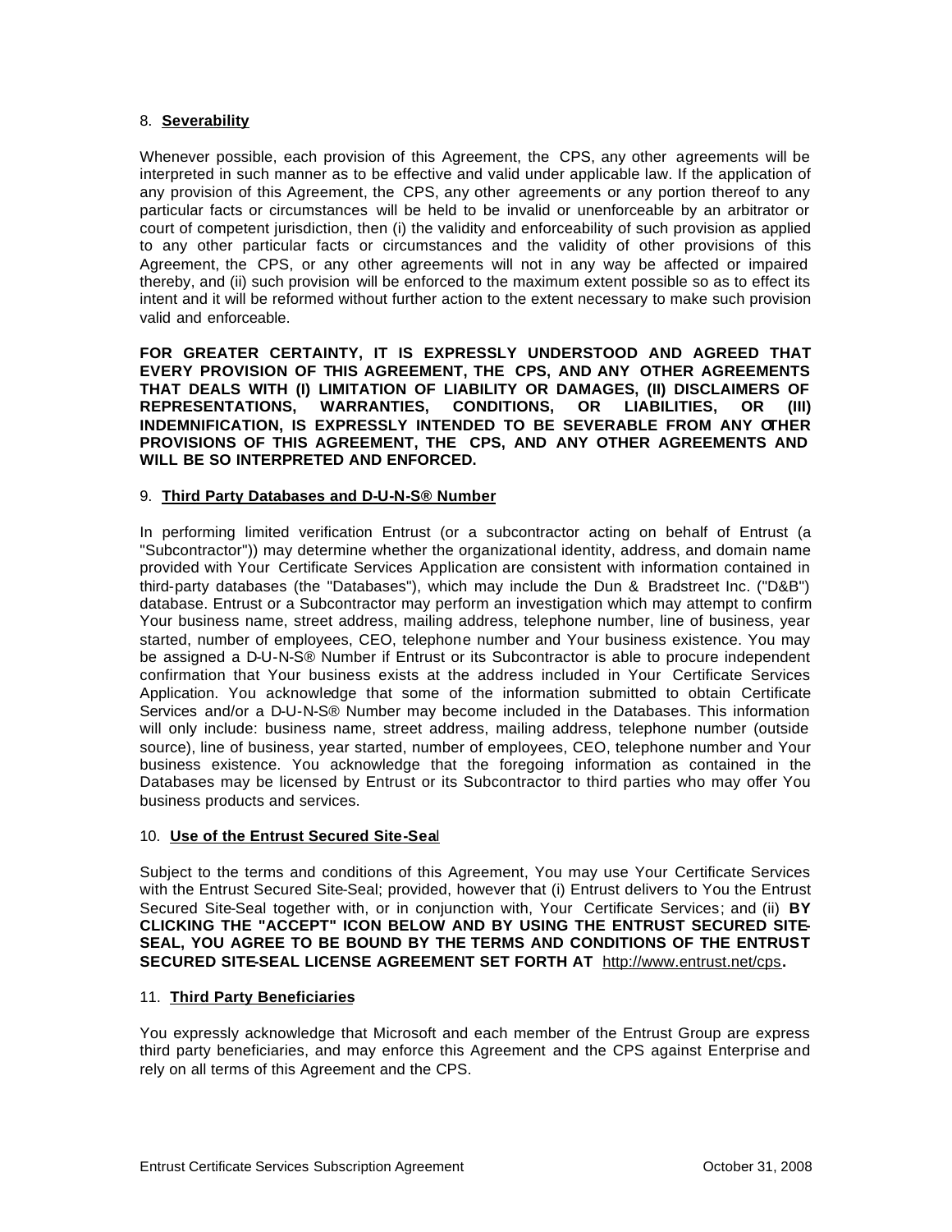8. **Severability**

Whenever possible, each provision of this Agreement, the CPS, any other agreements will be interpreted in such manner as to be effective and valid under applicable law. If the application of any provision of this Agreement, the CPS, any other agreements or any portion thereof to any particular facts or circumstances will be held to be invalid or unenforceable by an arbitrator or court of competent jurisdiction, then (i) the validity and enforceability of such provision as applied to any other particular facts or circumstances and the validity of other provisions of this Agreement, the CPS, or any other agreements will not in any way be affected or impaired thereby, and (ii) such provision will be enforced to the maximum extent possible so as to effect its intent and it will be reformed without further action to the extent necessary to make such provision valid and enforceable.

**FOR GREATER CERTAINTY, IT IS EXPRESSLY UNDERSTOOD AND AGREED THAT EVERY PROVISION OF THIS AGREEMENT, THE CPS, AND ANY OTHER AGREEMENTS THAT DEALS WITH (I) LIMITATION OF LIABILITY OR DAMAGES, (II) DISCLAIMERS OF REPRESENTATIONS, WARRANTIES, CONDITIONS, OR LIABILITIES, OR (III) INDEMNIFICATION, IS EXPRESSLY INTENDED TO BE SEVERABLE FROM ANY OTHER PROVISIONS OF THIS AGREEMENT, THE CPS, AND ANY OTHER AGREEMENTS AND WILL BE SO INTERPRETED AND ENFORCED.**

9. **Third Party Databases and D-U-N-S® Number**

In performing limited verification Entrust (or a subcontractor acting on behalf of Entrust (a "Subcontractor")) may determine whether the organizational identity, address, and domain name provided with Your Certificate Services Application are consistent with information contained in third-party databases (the "Databases"), which may include the Dun & Bradstreet Inc. ("D&B") database. Entrust or a Subcontractor may perform an investigation which may attempt to confirm Your business name, street address, mailing address, telephone number, line of business, year started, number of employees, CEO, telephone number and Your business existence. You may be assigned a D-U-N-S® Number if Entrust or its Subcontractor is able to procure independent confirmation that Your business exists at the address included in Your Certificate Services Application. You acknowledge that some of the information submitted to obtain Certificate Services and/or a D-U-N-S® Number may become included in the Databases. This information will only include: business name, street address, mailing address, telephone number (outside source), line of business, year started, number of employees, CEO, telephone number and Your business existence. You acknowledge that the foregoing information as contained in the Databases may be licensed by Entrust or its Subcontractor to third parties who may offer You business products and services.

10. **Use of the Entrust Secured Site-Seal**

Subject to the terms and conditions of this Agreement, You may use Your Certificate Services with the Entrust Secured Site-Seal; provided, however that (i) Entrust delivers to You the Entrust Secured Site-Seal together with, or in conjunction with, Your Certificate Services; and (ii) **BY CLICKING THE "ACCEPT" ICON BELOW AND BY USING THE ENTRUST SECURED SITE-SEAL, YOU AGREE TO BE BOUND BY THE TERMS AND CONDITIONS OF THE ENTRUST SECURED SITE-SEAL LICENSE AGREEMENT SET FORTH AT** http://www.entrust.net/cps**.**

11. **Third Party Beneficiaries**

You expressly acknowledge that Microsoft and each member of the Entrust Group are express third party beneficiaries, and may enforce this Agreement and the CPS against Enterprise and rely on all terms of this Agreement and the CPS.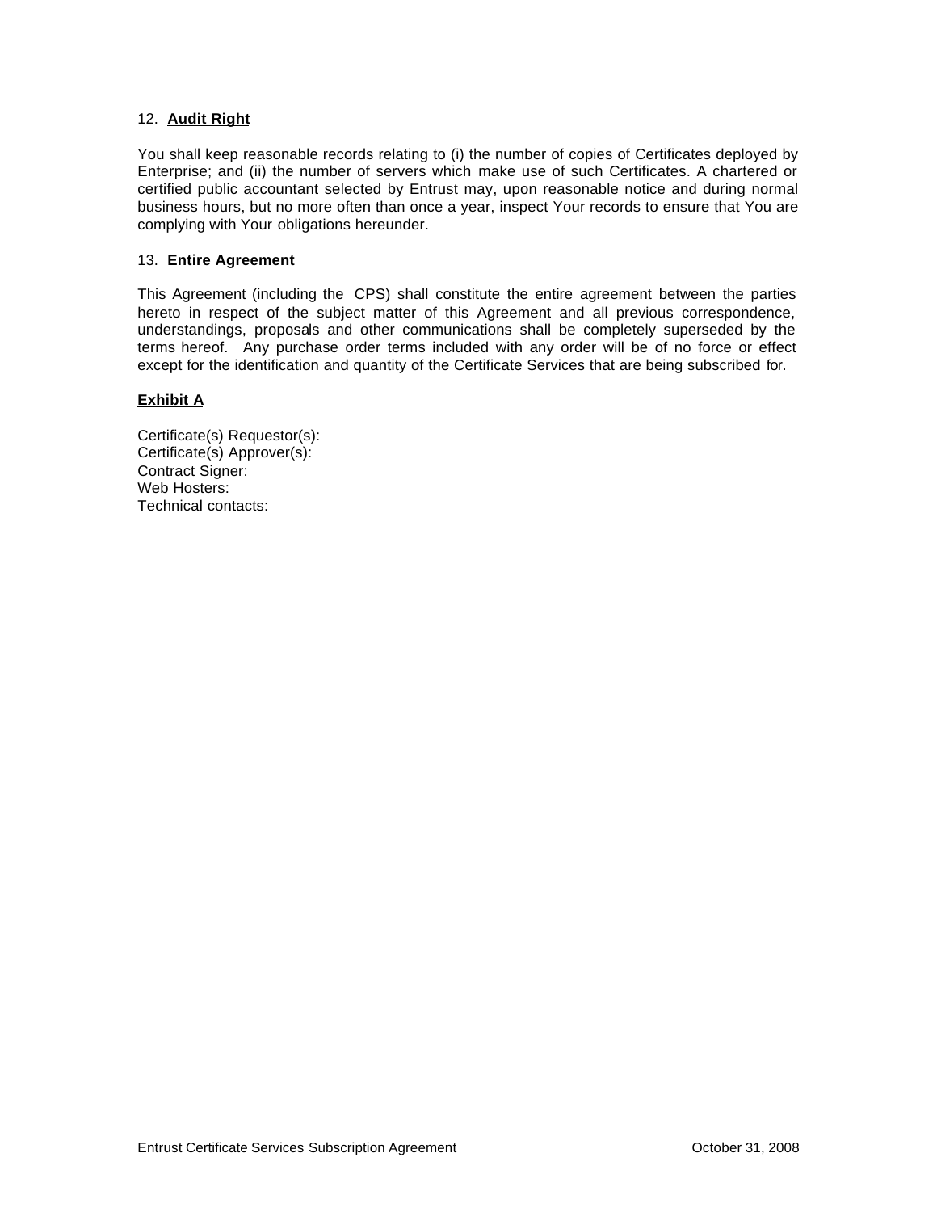12. **Audit Right**

You shall keep reasonable records relating to (i) the number of copies of Certificates deployed by Enterprise; and (ii) the number of servers which make use of such Certificates. A chartered or certified public accountant selected by Entrust may, upon reasonable notice and during normal business hours, but no more often than once a year, inspect Your records to ensure that You are complying with Your obligations hereunder.

13. **Entire Agreement**

This Agreement (including the CPS) shall constitute the entire agreement between the parties hereto in respect of the subject matter of this Agreement and all previous correspondence, understandings, proposals and other communications shall be completely superseded by the terms hereof. Any purchase order terms included with any order will be of no force or effect except for the identification and quantity of the Certificate Services that are being subscribed for.

**Exhibit A**

Certificate(s) Requestor(s):
Certificate(s) Approver(s):
Contract Signer:
Web Hosters:
Technical contacts: